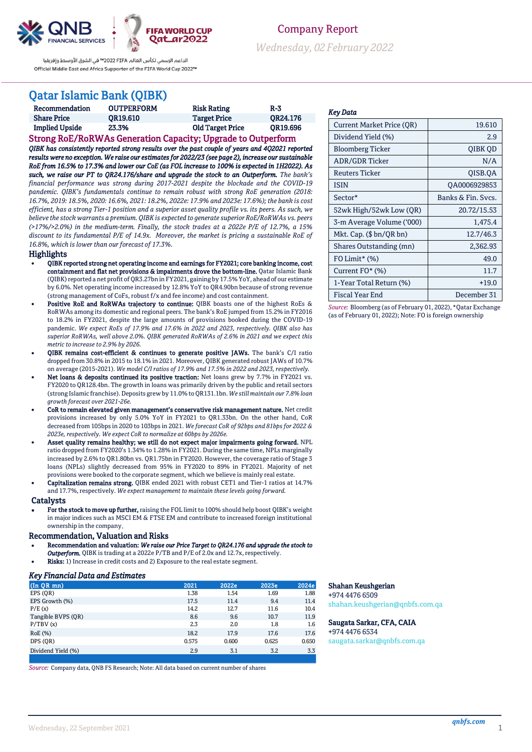Company Report

*Wednesday, 02 February 2022*

# Qatar Islamic Bank (QIBK)

| Recommendation | OUTPERFORM | Risk Rating | R-3 |
|---|---|---|---|
| Share Price | QR19.610 | Target Price | QR24.176 |
| Implied Upside | 23.3% | Old Target Price | QR19.696 |

## Strong RoE/RoRWAs Generation Capacity; Upgrade to Outperform

***QIBK has consistently reported strong results over the past couple of years and 4Q2021 reported results were no exception. We raise our estimates for 2022/23 (see page 2), increase our sustainable RoE from 16.5% to 17.3% and lower our CoE (as FOL increase to 100% is expected in 1H2022). As such, we raise our PT to QR24.176/share and upgrade the stock to an Outperform.*** *The bank's financial performance was strong during 2017-2021 despite the blockade and the COVID-19 pandemic. QIBK's fundamentals continue to remain robust with strong RoE generation (2018: 16.7%, 2019: 18.5%, 2020: 16.6%, 2021: 18.2%, 2022e: 17.9% and 2023e: 17.6%); the bank is cost efficient, has a strong Tier-1 position and a superior asset quality profile vs. its peers. As such, we believe the stock warrants a premium. QIBK is expected to generate superior RoE/RoRWAs vs. peers (>17%/>2.0%) in the medium-term. Finally, the stock trades at a 2022e P/E of 12.7%, a 15% discount to its fundamental P/E of 14.9x. Moreover, the market is pricing a sustainable RoE of 16.8%, which is lower than our forecast of 17.3%.*

## Highlights

- **QIBK reported strong net operating income and earnings for FY2021; core banking income, cost containment and flat net provisions & impairments drove the bottom-line.** Qatar Islamic Bank (QIBK) reported a net profit of QR3.27bn in FY2021, gaining by 17.5% YoY, ahead of our estimate by 6.0%. Net operating income increased by 12.8% YoY to QR4.90bn because of strong revenue (strong management of CoFs, robust f/x and fee income) and cost containment.
- **Positive RoE and RoRWAs trajectory to continue:** QIBK boasts one of the highest RoEs & RoRWAs among its domestic and regional peers. The bank's RoE jumped from 15.2% in FY2016 to 18.2% in FY2021, despite the large amounts of provisions booked during the COVID-19 pandemic. *We expect RoEs of 17.9% and 17.6% in 2022 and 2023, respectively. QIBK also has superior RoRWAs, well above 2.0%. QIBK generated RoRWAs of 2.6% in 2021 and we expect this metric to increase to 2.9% by 2026.*
- **QIBK remains cost-efficient & continues to generate positive JAWs.** The bank's C/I ratio dropped from 30.8% in 2015 to 18.1% in 2021. Moreover, QIBK generated robust JAWs of 10.7% on average (2015-2021). *We model C/I ratios of 17.9% and 17.5% in 2022 and 2023, respectively.*
- **Net loans & deposits continued its positive traction:** Net loans grew by 7.7% in FY2021 vs. FY2020 to QR128.4bn. The growth in loans was primarily driven by the public and retail sectors (strong Islamic franchise). Deposits grew by 11.0% to QR131.1bn. *We still maintain our 7.8% loan growth forecast over 2021-26e.*
- **CoR to remain elevated given management's conservative risk management nature.** Net credit provisions increased by only 5.0% YoY in FY2021 to QR1.33bn. On the other hand, CoR decreased from 105bps in 2020 to 103bps in 2021. *We forecast CoR of 92bps and 81bps for 2022 & 2023e, respectively. We expect CoR to normalize at 60bps by 2026e.*
- **Asset quality remains healthy; we still do not expect major impairments going forward.** NPL ratio dropped from FY2020's 1.34% to 1.28% in FY2021. During the same time, NPLs marginally increased by 2.6% to QR1.80bn vs. QR1.75bn in FY2020. However, the coverage ratio of Stage 3 loans (NPLs) slightly decreased from 95% in FY2020 to 89% in FY2021. Majority of net provisions were booked to the corporate segment, which we believe is mainly real estate.
- **Capitalization remains strong.** QIBK ended 2021 with robust CET1 and Tier-1 ratios at 14.7% and 17.7%, respectively. *We expect management to maintain these levels going forward.*

## Catalysts

- **For the stock to move up further,** raising the FOL limit to 100% should help boost QIBK's weight in major indices such as MSCI EM & FTSE EM and contribute to increased foreign institutional ownership in the company.

## Recommendation, Valuation and Risks

- **Recommendation and valuation:** ***We raise our Price Target to QR24.176 and upgrade the stock to Outperform.*** QIBK is trading at a 2022e P/TBV and P/E of 2.0x and 12.7x, respectively.
- **Risks:** 1) Increase in credit costs and 2) Exposure to the real estate segment.

### *Key Financial Data and Estimates*

| (In QR mn) | 2021 | 2022e | 2023e | 2024e |
|---|---|---|---|---|
| EPS (QR) | 1.38 | 1.54 | 1.69 | 1.88 |
| EPS Growth (%) | 17.5 | 11.4 | 9.4 | 11.4 |
| P/E (x) | 14.2 | 12.7 | 11.6 | 10.4 |
| Tangible BVPS (QR) | 8.6 | 9.6 | 10.7 | 11.9 |
| P/TBV (x) | 2.3 | 2.0 | 1.8 | 1.6 |
| RoE (%) | 18.2 | 17.9 | 17.6 | 17.6 |
| DPS (QR) | 0.575 | 0.600 | 0.625 | 0.650 |
| Dividend Yield (%) | 2.9 | 3.1 | 3.2 | 3.3 |

*Source:* Company data, QNB FS Research; Note: All data based on current number of shares

### *Key Data*

| Current Market Price (QR) | 19.610 |
|---|---|
| Dividend Yield (%) | 2.9 |
| Bloomberg Ticker | QIBK QD |
| ADR/GDR Ticker | N/A |
| Reuters Ticker | QISB.QA |
| ISIN | QA0006929853 |
| Sector* | Banks & Fin. Svcs. |
| 52wk High/52wk Low (QR) | 20.72/15.53 |
| 3-m Average Volume ('000) | 1,475.4 |
| Mkt. Cap. ($ bn/QR bn) | 12.7/46.3 |
| Shares Outstanding (mn) | 2,362.93 |
| FO Limit* (%) | 49.0 |
| Current FO* (%) | 11.7 |
| 1-Year Total Return (%) | +19.0 |
| Fiscal Year End | December 31 |

*Source:* Bloomberg (as of February 01, 2022), *Qatar Exchange (as of February 01, 2022); Note: FO is foreign ownership

**Shahan Keushgerian**
+974 4476 6509
shahan.keushgerian@qnbfs.com.qa

**Saugata Sarkar, CFA, CAIA**
+974 4476 6534
saugata.sarkar@qnbfs.com.qa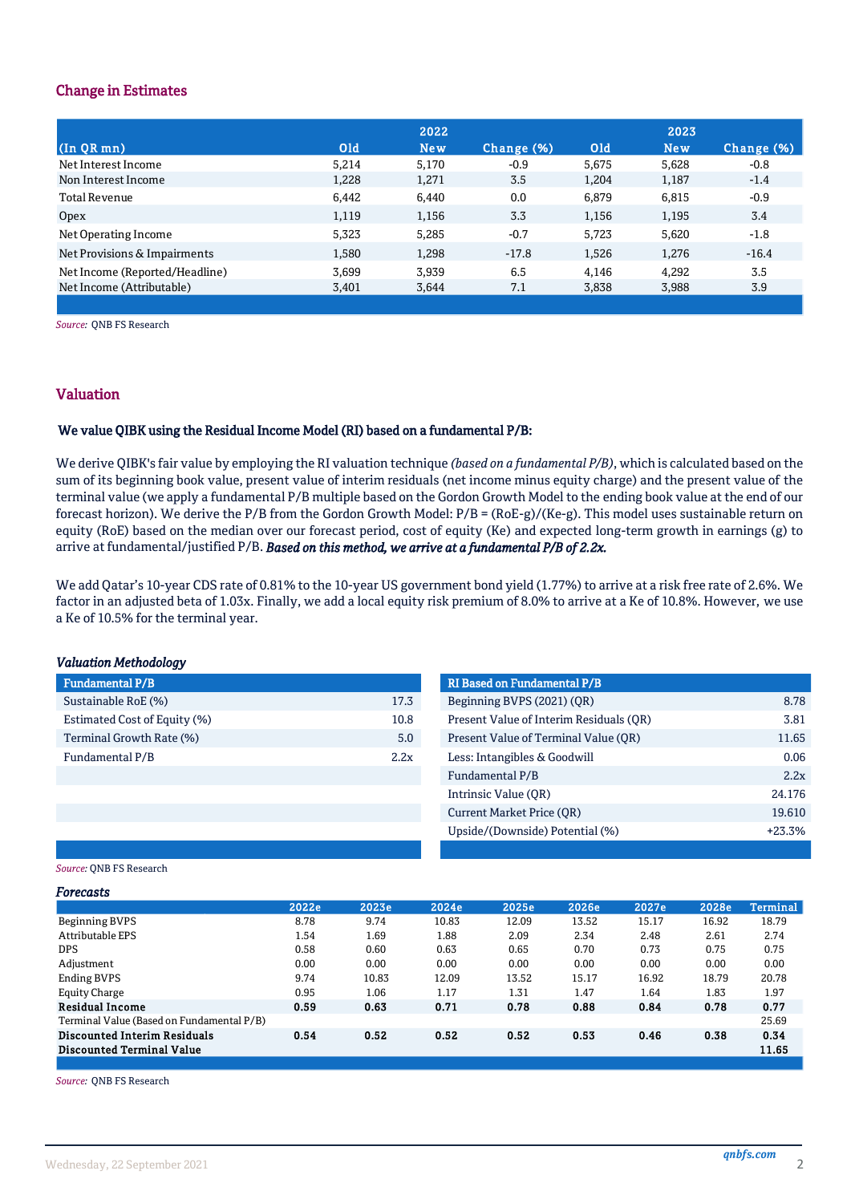## Change in Estimates

| (In QR mn) | 2022 Old | 2022 New | Change (%) | 2023 Old | 2023 New | Change (%) |
|---|---|---|---|---|---|---|
| Net Interest Income | 5,214 | 5,170 | -0.9 | 5,675 | 5,628 | -0.8 |
| Non Interest Income | 1,228 | 1,271 | 3.5 | 1,204 | 1,187 | -1.4 |
| Total Revenue | 6,442 | 6,440 | 0.0 | 6,879 | 6,815 | -0.9 |
| Opex | 1,119 | 1,156 | 3.3 | 1,156 | 1,195 | 3.4 |
| Net Operating Income | 5,323 | 5,285 | -0.7 | 5,723 | 5,620 | -1.8 |
| Net Provisions & Impairments | 1,580 | 1,298 | -17.8 | 1,526 | 1,276 | -16.4 |
| Net Income (Reported/Headline) | 3,699 | 3,939 | 6.5 | 4,146 | 4,292 | 3.5 |
| Net Income (Attributable) | 3,401 | 3,644 | 7.1 | 3,838 | 3,988 | 3.9 |

*Source:* QNB FS Research

## Valuation

**We value QIBK using the Residual Income Model (RI) based on a fundamental P/B:**

We derive QIBK's fair value by employing the RI valuation technique *(based on a fundamental P/B)*, which is calculated based on the sum of its beginning book value, present value of interim residuals (net income minus equity charge) and the present value of the terminal value (we apply a fundamental P/B multiple based on the Gordon Growth Model to the ending book value at the end of our forecast horizon). We derive the P/B from the Gordon Growth Model: P/B = (RoE-g)/(Ke-g). This model uses sustainable return on equity (RoE) based on the median over our forecast period, cost of equity (Ke) and expected long-term growth in earnings (g) to arrive at fundamental/justified P/B. ***Based on this method, we arrive at a fundamental P/B of 2.2x.***

We add Qatar's 10-year CDS rate of 0.81% to the 10-year US government bond yield (1.77%) to arrive at a risk free rate of 2.6%. We factor in an adjusted beta of 1.03x. Finally, we add a local equity risk premium of 8.0% to arrive at a Ke of 10.8%. However, we use a Ke of 10.5% for the terminal year.

### *Valuation Methodology*

| Fundamental P/B | |
|---|---|
| Sustainable RoE (%) | 17.3 |
| Estimated Cost of Equity (%) | 10.8 |
| Terminal Growth Rate (%) | 5.0 |
| Fundamental P/B | 2.2x |

| RI Based on Fundamental P/B | |
|---|---|
| Beginning BVPS (2021) (QR) | 8.78 |
| Present Value of Interim Residuals (QR) | 3.81 |
| Present Value of Terminal Value (QR) | 11.65 |
| Less: Intangibles & Goodwill | 0.06 |
| Fundamental P/B | 2.2x |
| Intrinsic Value (QR) | 24.176 |
| Current Market Price (QR) | 19.610 |
| Upside/(Downside) Potential (%) | +23.3% |

*Source:* QNB FS Research

### *Forecasts*

| | 2022e | 2023e | 2024e | 2025e | 2026e | 2027e | 2028e | Terminal |
|---|---|---|---|---|---|---|---|---|
| Beginning BVPS | 8.78 | 9.74 | 10.83 | 12.09 | 13.52 | 15.17 | 16.92 | 18.79 |
| Attributable EPS | 1.54 | 1.69 | 1.88 | 2.09 | 2.34 | 2.48 | 2.61 | 2.74 |
| DPS | 0.58 | 0.60 | 0.63 | 0.65 | 0.70 | 0.73 | 0.75 | 0.75 |
| Adjustment | 0.00 | 0.00 | 0.00 | 0.00 | 0.00 | 0.00 | 0.00 | 0.00 |
| Ending BVPS | 9.74 | 10.83 | 12.09 | 13.52 | 15.17 | 16.92 | 18.79 | 20.78 |
| Equity Charge | 0.95 | 1.06 | 1.17 | 1.31 | 1.47 | 1.64 | 1.83 | 1.97 |
| **Residual Income** | **0.59** | **0.63** | **0.71** | **0.78** | **0.88** | **0.84** | **0.78** | **0.77** |
| Terminal Value (Based on Fundamental P/B) | | | | | | | | 25.69 |
| **Discounted Interim Residuals** | **0.54** | **0.52** | **0.52** | **0.52** | **0.53** | **0.46** | **0.38** | **0.34** |
| **Discounted Terminal Value** | | | | | | | | **11.65** |

*Source:* QNB FS Research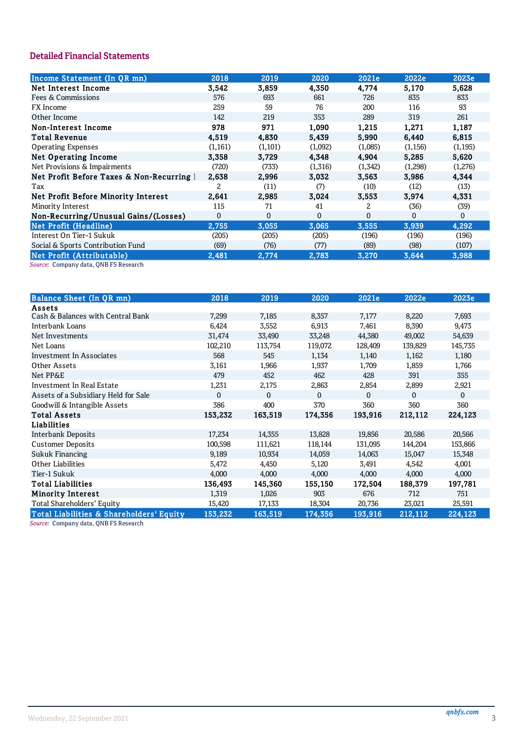## Detailed Financial Statements

| Income Statement (In QR mn) | 2018 | 2019 | 2020 | 2021e | 2022e | 2023e |
|---|---|---|---|---|---|---|
| **Net Interest Income** | **3,542** | **3,859** | **4,350** | **4,774** | **5,170** | **5,628** |
| Fees & Commissions | 576 | 693 | 661 | 726 | 835 | 833 |
| FX Income | 259 | 59 | 76 | 200 | 116 | 93 |
| Other Income | 142 | 219 | 353 | 289 | 319 | 261 |
| **Non-Interest Income** | **978** | **971** | **1,090** | **1,215** | **1,271** | **1,187** |
| **Total Revenue** | **4,519** | **4,830** | **5,439** | **5,990** | **6,440** | **6,815** |
| Operating Expenses | (1,161) | (1,101) | (1,092) | (1,085) | (1,156) | (1,195) |
| **Net Operating Income** | **3,358** | **3,729** | **4,348** | **4,904** | **5,285** | **5,620** |
| Net Provisions & Impairments | (720) | (733) | (1,316) | (1,342) | (1,298) | (1,276) |
| **Net Profit Before Taxes & Non-Recurring I** | **2,638** | **2,996** | **3,032** | **3,563** | **3,986** | **4,344** |
| Tax | 2 | (11) | (7) | (10) | (12) | (13) |
| **Net Profit Before Minority Interest** | **2,641** | **2,985** | **3,024** | **3,553** | **3,974** | **4,331** |
| Minority Interest | 115 | 71 | 41 | 2 | (36) | (39) |
| **Non-Recurring/Unusual Gains/(Losses)** | 0 | 0 | 0 | 0 | 0 | 0 |
| **Net Profit (Headline)** | **2,755** | **3,055** | **3,065** | **3,555** | **3,939** | **4,292** |
| Interest On Tier-1 Sukuk | (205) | (205) | (205) | (196) | (196) | (196) |
| Social & Sports Contribution Fund | (69) | (76) | (77) | (89) | (98) | (107) |
| **Net Profit (Attributable)** | **2,481** | **2,774** | **2,783** | **3,270** | **3,644** | **3,988** |

*Source:* Company data, QNB FS Research

| Balance Sheet (In QR mn) | 2018 | 2019 | 2020 | 2021e | 2022e | 2023e |
|---|---|---|---|---|---|---|
| **Assets** | | | | | | |
| Cash & Balances with Central Bank | 7,299 | 7,185 | 8,357 | 7,177 | 8,220 | 7,693 |
| Interbank Loans | 6,424 | 3,552 | 6,913 | 7,461 | 8,390 | 9,473 |
| Net Investments | 31,474 | 33,490 | 33,248 | 44,380 | 49,002 | 54,639 |
| Net Loans | 102,210 | 113,754 | 119,072 | 128,409 | 139,829 | 145,735 |
| Investment In Associates | 568 | 545 | 1,134 | 1,140 | 1,162 | 1,180 |
| Other Assets | 3,161 | 1,966 | 1,937 | 1,709 | 1,859 | 1,766 |
| Net PP&E | 479 | 452 | 462 | 428 | 391 | 355 |
| Investment In Real Estate | 1,231 | 2,175 | 2,863 | 2,854 | 2,899 | 2,921 |
| Assets of a Subsidiary Held for Sale | 0 | 0 | 0 | 0 | 0 | 0 |
| Goodwill & Intangible Assets | 386 | 400 | 370 | 360 | 360 | 360 |
| **Total Assets** | **153,232** | **163,519** | **174,356** | **193,916** | **212,112** | **224,123** |
| **Liabilities** | | | | | | |
| Interbank Deposits | 17,234 | 14,355 | 13,828 | 19,856 | 20,586 | 20,566 |
| Customer Deposits | 100,598 | 111,621 | 118,144 | 131,095 | 144,204 | 153,866 |
| Sukuk Financing | 9,189 | 10,934 | 14,059 | 14,063 | 15,047 | 15,348 |
| Other Liabilities | 5,472 | 4,450 | 5,120 | 3,491 | 4,542 | 4,001 |
| Tier-1 Sukuk | 4,000 | 4,000 | 4,000 | 4,000 | 4,000 | 4,000 |
| **Total Liabilities** | **136,493** | **145,360** | **155,150** | **172,504** | **188,379** | **197,781** |
| **Minority Interest** | 1,319 | 1,026 | 903 | 676 | 712 | 751 |
| Total Shareholders' Equity | 15,420 | 17,133 | 18,304 | 20,736 | 23,021 | 25,591 |
| **Total Liabilities & Shareholders' Equity** | **153,232** | **163,519** | **174,356** | **193,916** | **212,112** | **224,123** |

*Source:* Company data, QNB FS Research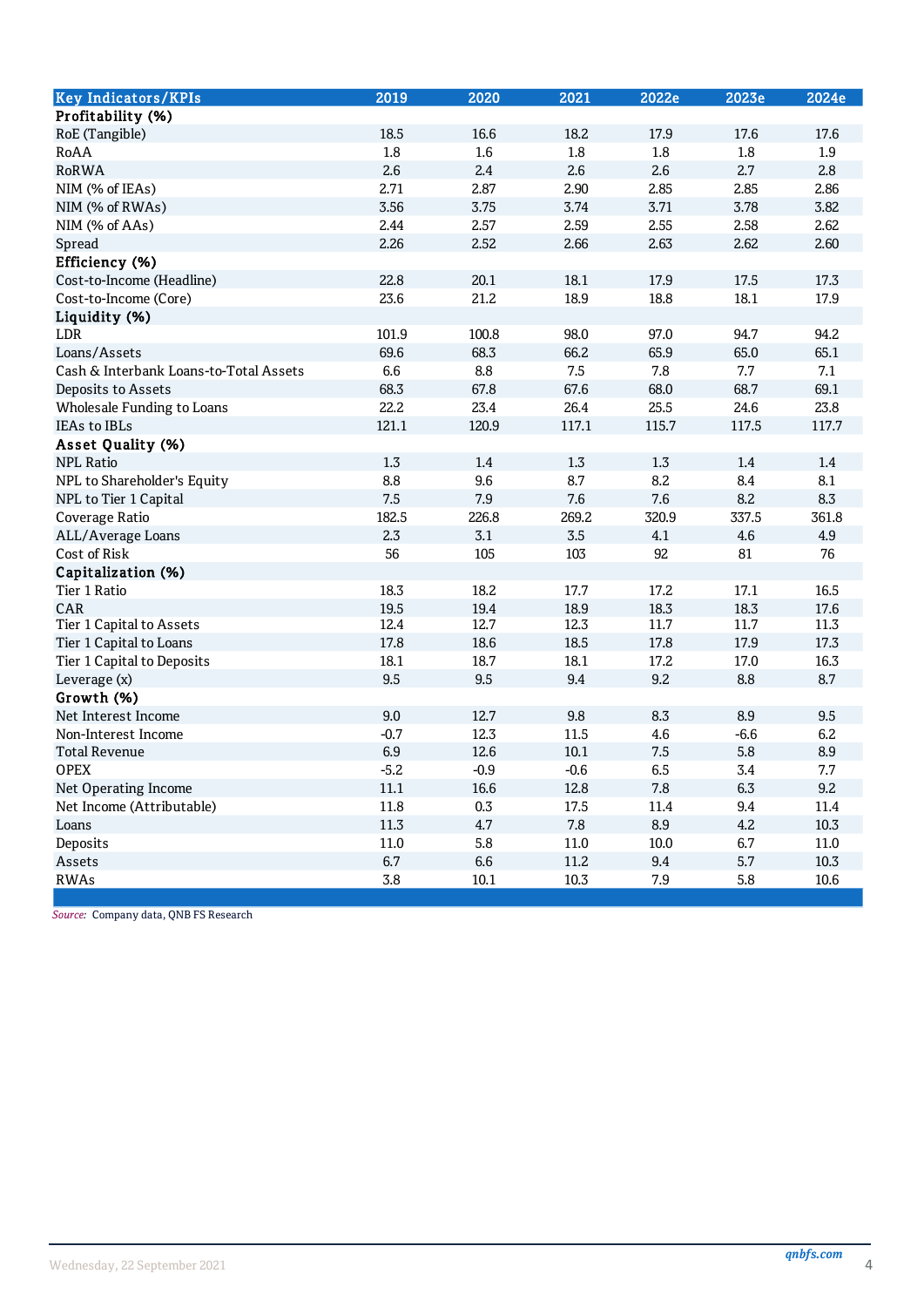| Key Indicators/KPIs | 2019 | 2020 | 2021 | 2022e | 2023e | 2024e |
|---|---|---|---|---|---|---|
| **Profitability (%)** | | | | | | |
| RoE (Tangible) | 18.5 | 16.6 | 18.2 | 17.9 | 17.6 | 17.6 |
| RoAA | 1.8 | 1.6 | 1.8 | 1.8 | 1.8 | 1.9 |
| RoRWA | 2.6 | 2.4 | 2.6 | 2.6 | 2.7 | 2.8 |
| NIM (% of IEAs) | 2.71 | 2.87 | 2.90 | 2.85 | 2.85 | 2.86 |
| NIM (% of RWAs) | 3.56 | 3.75 | 3.74 | 3.71 | 3.78 | 3.82 |
| NIM (% of AAs) | 2.44 | 2.57 | 2.59 | 2.55 | 2.58 | 2.62 |
| Spread | 2.26 | 2.52 | 2.66 | 2.63 | 2.62 | 2.60 |
| **Efficiency (%)** | | | | | | |
| Cost-to-Income (Headline) | 22.8 | 20.1 | 18.1 | 17.9 | 17.5 | 17.3 |
| Cost-to-Income (Core) | 23.6 | 21.2 | 18.9 | 18.8 | 18.1 | 17.9 |
| **Liquidity (%)** | | | | | | |
| LDR | 101.9 | 100.8 | 98.0 | 97.0 | 94.7 | 94.2 |
| Loans/Assets | 69.6 | 68.3 | 66.2 | 65.9 | 65.0 | 65.1 |
| Cash & Interbank Loans-to-Total Assets | 6.6 | 8.8 | 7.5 | 7.8 | 7.7 | 7.1 |
| Deposits to Assets | 68.3 | 67.8 | 67.6 | 68.0 | 68.7 | 69.1 |
| Wholesale Funding to Loans | 22.2 | 23.4 | 26.4 | 25.5 | 24.6 | 23.8 |
| IEAs to IBLs | 121.1 | 120.9 | 117.1 | 115.7 | 117.5 | 117.7 |
| **Asset Quality (%)** | | | | | | |
| NPL Ratio | 1.3 | 1.4 | 1.3 | 1.3 | 1.4 | 1.4 |
| NPL to Shareholder's Equity | 8.8 | 9.6 | 8.7 | 8.2 | 8.4 | 8.1 |
| NPL to Tier 1 Capital | 7.5 | 7.9 | 7.6 | 7.6 | 8.2 | 8.3 |
| Coverage Ratio | 182.5 | 226.8 | 269.2 | 320.9 | 337.5 | 361.8 |
| ALL/Average Loans | 2.3 | 3.1 | 3.5 | 4.1 | 4.6 | 4.9 |
| Cost of Risk | 56 | 105 | 103 | 92 | 81 | 76 |
| **Capitalization (%)** | | | | | | |
| Tier 1 Ratio | 18.3 | 18.2 | 17.7 | 17.2 | 17.1 | 16.5 |
| CAR | 19.5 | 19.4 | 18.9 | 18.3 | 18.3 | 17.6 |
| Tier 1 Capital to Assets | 12.4 | 12.7 | 12.3 | 11.7 | 11.7 | 11.3 |
| Tier 1 Capital to Loans | 17.8 | 18.6 | 18.5 | 17.8 | 17.9 | 17.3 |
| Tier 1 Capital to Deposits | 18.1 | 18.7 | 18.1 | 17.2 | 17.0 | 16.3 |
| Leverage (x) | 9.5 | 9.5 | 9.4 | 9.2 | 8.8 | 8.7 |
| **Growth (%)** | | | | | | |
| Net Interest Income | 9.0 | 12.7 | 9.8 | 8.3 | 8.9 | 9.5 |
| Non-Interest Income | -0.7 | 12.3 | 11.5 | 4.6 | -6.6 | 6.2 |
| Total Revenue | 6.9 | 12.6 | 10.1 | 7.5 | 5.8 | 8.9 |
| OPEX | -5.2 | -0.9 | -0.6 | 6.5 | 3.4 | 7.7 |
| Net Operating Income | 11.1 | 16.6 | 12.8 | 7.8 | 6.3 | 9.2 |
| Net Income (Attributable) | 11.8 | 0.3 | 17.5 | 11.4 | 9.4 | 11.4 |
| Loans | 11.3 | 4.7 | 7.8 | 8.9 | 4.2 | 10.3 |
| Deposits | 11.0 | 5.8 | 11.0 | 10.0 | 6.7 | 11.0 |
| Assets | 6.7 | 6.6 | 11.2 | 9.4 | 5.7 | 10.3 |
| RWAs | 3.8 | 10.1 | 10.3 | 7.9 | 5.8 | 10.6 |

*Source:* Company data, QNB FS Research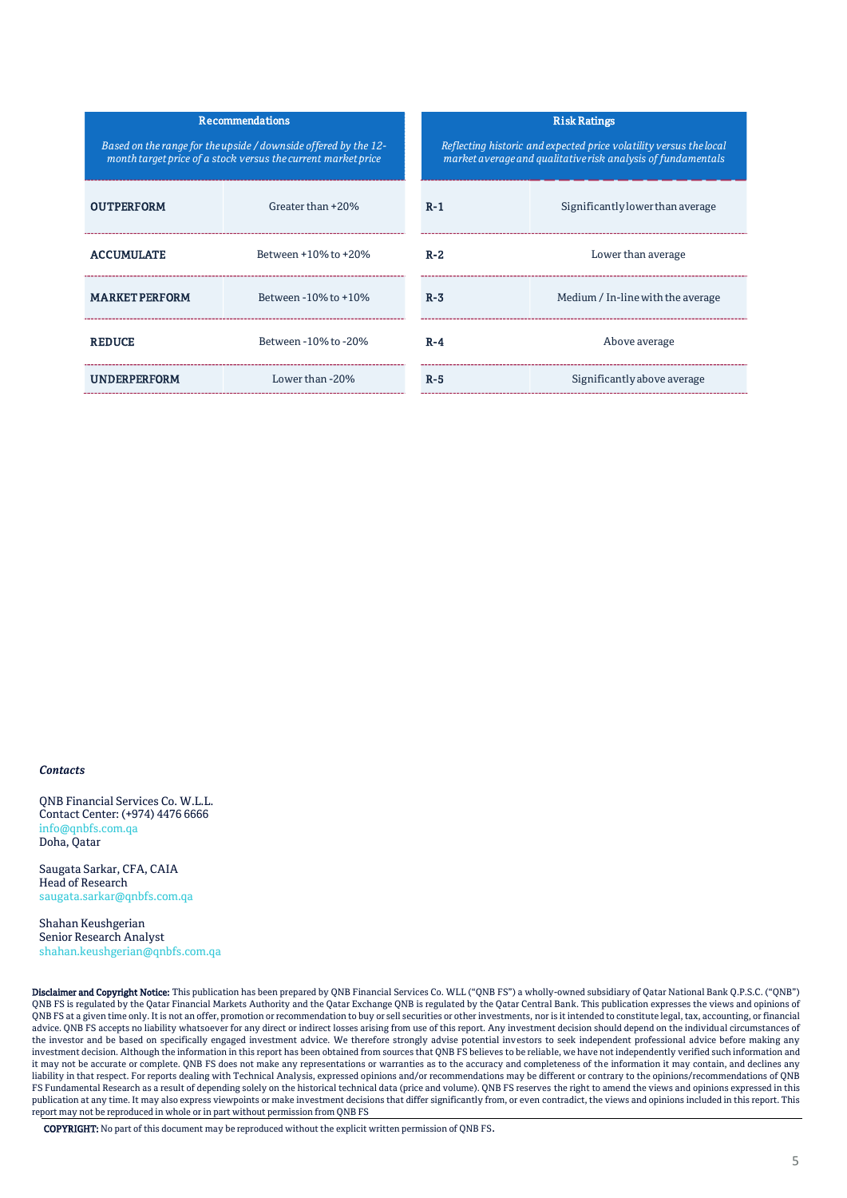| Recommendations | |
|---|---|
| *Based on the range for the upside / downside offered by the 12-month target price of a stock versus the current market price* | |
| **OUTPERFORM** | Greater than +20% |
| **ACCUMULATE** | Between +10% to +20% |
| **MARKET PERFORM** | Between -10% to +10% |
| **REDUCE** | Between -10% to -20% |
| **UNDERPERFORM** | Lower than -20% |

| Risk Ratings | |
|---|---|
| *Reflecting historic and expected price volatility versus the local market average and qualitative risk analysis of fundamentals* | |
| **R-1** | Significantly lower than average |
| **R-2** | Lower than average |
| **R-3** | Medium / In-line with the average |
| **R-4** | Above average |
| **R-5** | Significantly above average |

***Contacts***

QNB Financial Services Co. W.L.L.
Contact Center: (+974) 4476 6666
info@qnbfs.com.qa
Doha, Qatar

Saugata Sarkar, CFA, CAIA
Head of Research
saugata.sarkar@qnbfs.com.qa

Shahan Keushgerian
Senior Research Analyst
shahan.keushgerian@qnbfs.com.qa

**Disclaimer and Copyright Notice:** This publication has been prepared by QNB Financial Services Co. WLL ("QNB FS") a wholly-owned subsidiary of Qatar National Bank Q.P.S.C. ("QNB") QNB FS is regulated by the Qatar Financial Markets Authority and the Qatar Exchange QNB is regulated by the Qatar Central Bank. This publication expresses the views and opinions of QNB FS at a given time only. It is not an offer, promotion or recommendation to buy or sell securities or other investments, nor is it intended to constitute legal, tax, accounting, or financial advice. QNB FS accepts no liability whatsoever for any direct or indirect losses arising from use of this report. Any investment decision should depend on the individual circumstances of the investor and be based on specifically engaged investment advice. We therefore strongly advise potential investors to seek independent professional advice before making any investment decision. Although the information in this report has been obtained from sources that QNB FS believes to be reliable, we have not independently verified such information and it may not be accurate or complete. QNB FS does not make any representations or warranties as to the accuracy and completeness of the information it may contain, and declines any liability in that respect. For reports dealing with Technical Analysis, expressed opinions and/or recommendations may be different or contrary to the opinions/recommendations of QNB FS Fundamental Research as a result of depending solely on the historical technical data (price and volume). QNB FS reserves the right to amend the views and opinions expressed in this publication at any time. It may also express viewpoints or make investment decisions that differ significantly from, or even contradict, the views and opinions included in this report. This report may not be reproduced in whole or in part without permission from QNB FS

**COPYRIGHT:** No part of this document may be reproduced without the explicit written permission of QNB FS.